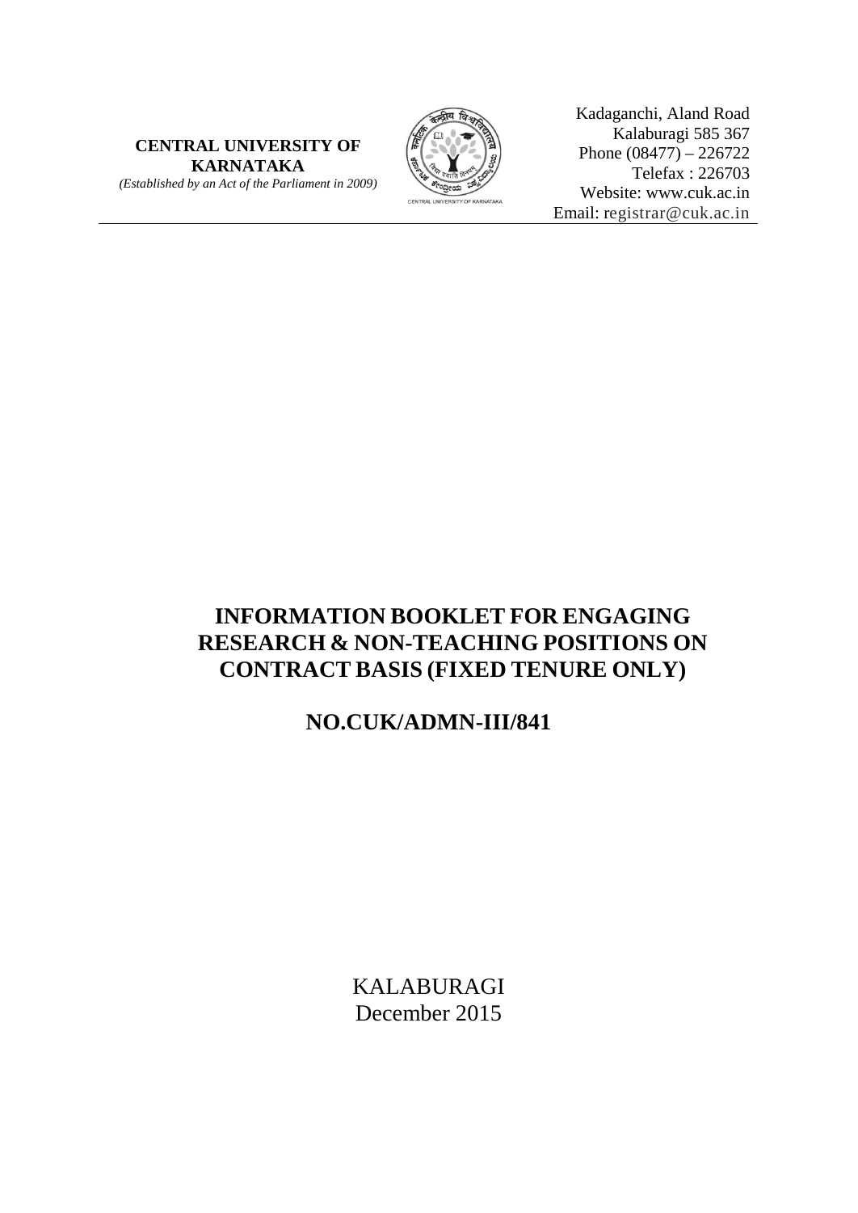**CENTRAL UNIVERSITY OF KARNATAKA**
*(Established by an Act of the Parliament in 2009)*

Kadaganchi, Aland Road
Kalaburagi 585 367
Phone (08477) – 226722
Telefax : 226703
Website: www.cuk.ac.in
Email: registrar@cuk.ac.in

# INFORMATION BOOKLET FOR ENGAGING RESEARCH & NON-TEACHING POSITIONS ON CONTRACT BASIS (FIXED TENURE ONLY)

## NO.CUK/ADMN-III/841

KALABURAGI
December 2015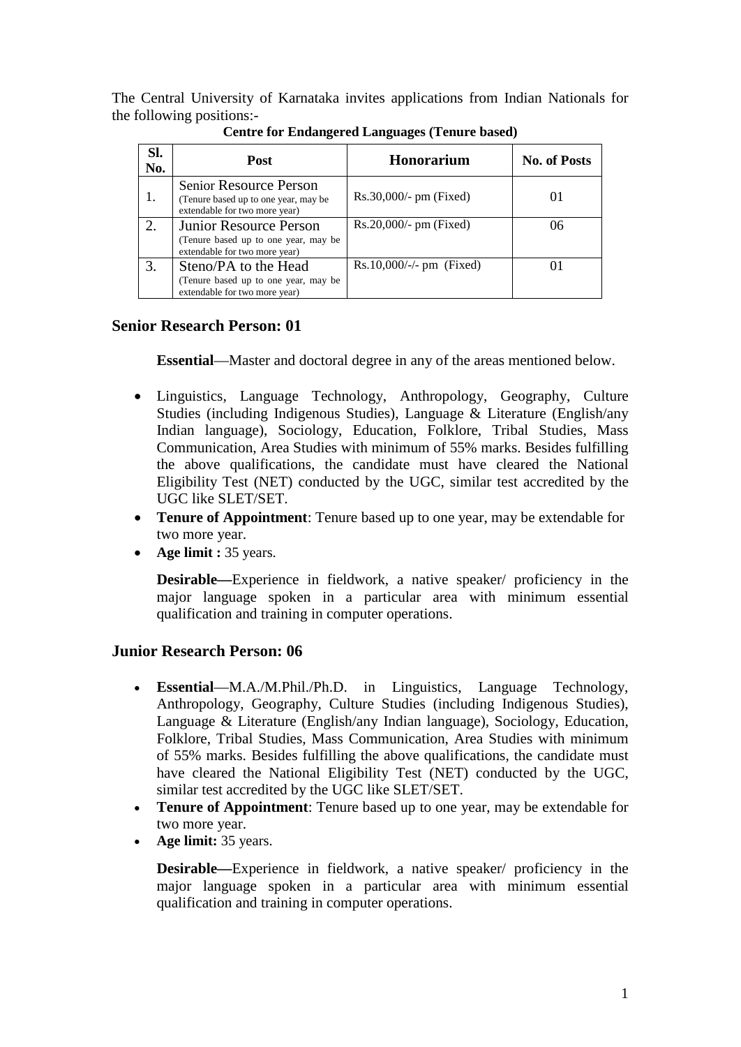The Central University of Karnataka invites applications from Indian Nationals for the following positions:-

**Centre for Endangered Languages (Tenure based)**

| Sl. No. | Post | Honorarium | No. of Posts |
|---|---|---|---|
| 1. | Senior Resource Person (Tenure based up to one year, may be extendable for two more year) | Rs.30,000/- pm (Fixed) | 01 |
| 2. | Junior Resource Person (Tenure based up to one year, may be extendable for two more year) | Rs.20,000/- pm (Fixed) | 06 |
| 3. | Steno/PA to the Head (Tenure based up to one year, may be extendable for two more year) | Rs.10,000/-/- pm (Fixed) | 01 |

## Senior Research Person: 01

**Essential**—Master and doctoral degree in any of the areas mentioned below.

- Linguistics, Language Technology, Anthropology, Geography, Culture Studies (including Indigenous Studies), Language & Literature (English/any Indian language), Sociology, Education, Folklore, Tribal Studies, Mass Communication, Area Studies with minimum of 55% marks. Besides fulfilling the above qualifications, the candidate must have cleared the National Eligibility Test (NET) conducted by the UGC, similar test accredited by the UGC like SLET/SET.
- **Tenure of Appointment**: Tenure based up to one year, may be extendable for two more year.
- **Age limit :** 35 years.

**Desirable—**Experience in fieldwork, a native speaker/ proficiency in the major language spoken in a particular area with minimum essential qualification and training in computer operations.

## Junior Research Person: 06

- **Essential**—M.A./M.Phil./Ph.D. in Linguistics, Language Technology, Anthropology, Geography, Culture Studies (including Indigenous Studies), Language & Literature (English/any Indian language), Sociology, Education, Folklore, Tribal Studies, Mass Communication, Area Studies with minimum of 55% marks. Besides fulfilling the above qualifications, the candidate must have cleared the National Eligibility Test (NET) conducted by the UGC, similar test accredited by the UGC like SLET/SET.
- **Tenure of Appointment**: Tenure based up to one year, may be extendable for two more year.
- **Age limit:** 35 years.

**Desirable—**Experience in fieldwork, a native speaker/ proficiency in the major language spoken in a particular area with minimum essential qualification and training in computer operations.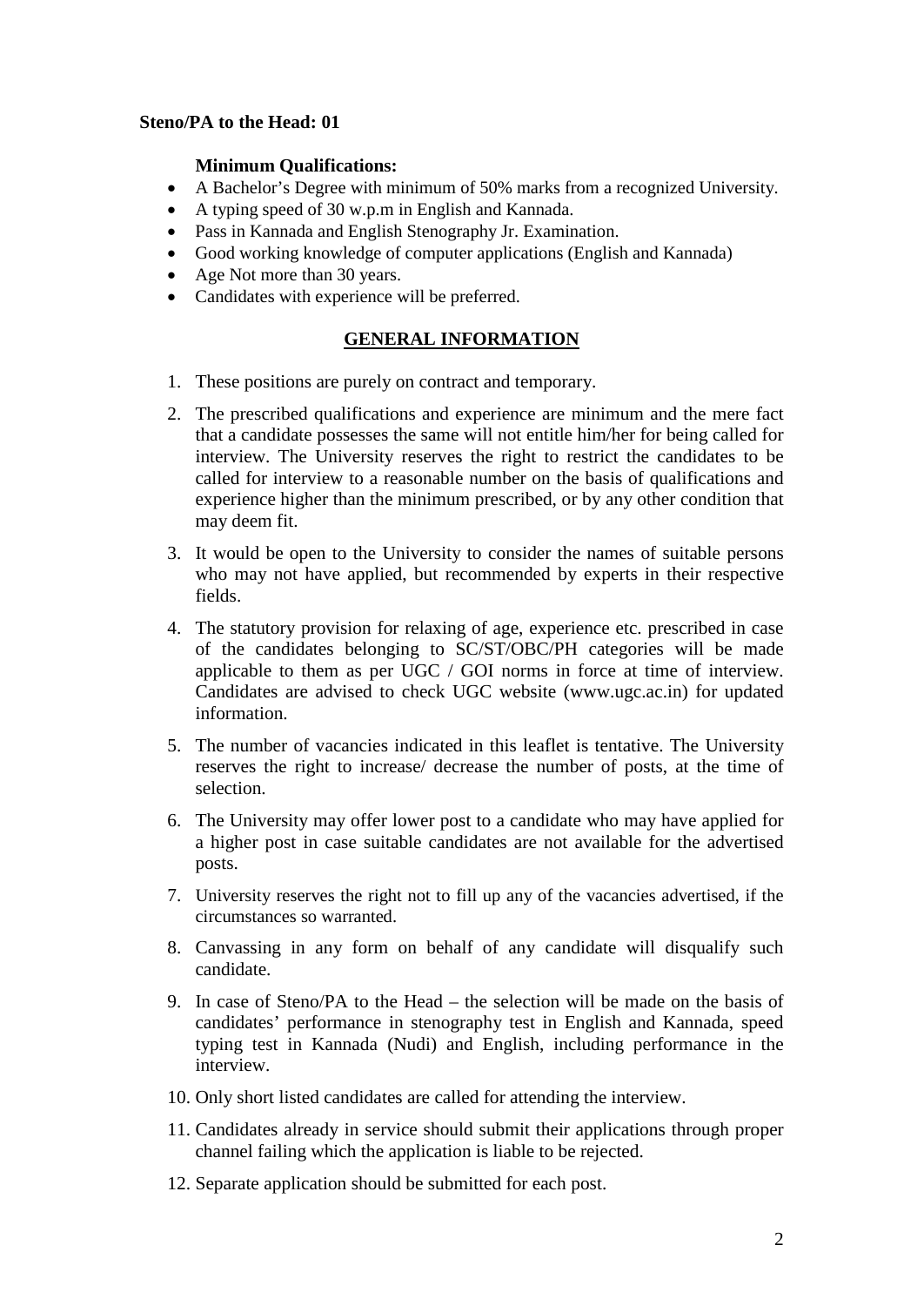**Steno/PA to the Head: 01**

**Minimum Qualifications:**

- A Bachelor's Degree with minimum of 50% marks from a recognized University.
- A typing speed of 30 w.p.m in English and Kannada.
- Pass in Kannada and English Stenography Jr. Examination.
- Good working knowledge of computer applications (English and Kannada)
- Age Not more than 30 years.
- Candidates with experience will be preferred.

## GENERAL INFORMATION

1. These positions are purely on contract and temporary.
2. The prescribed qualifications and experience are minimum and the mere fact that a candidate possesses the same will not entitle him/her for being called for interview. The University reserves the right to restrict the candidates to be called for interview to a reasonable number on the basis of qualifications and experience higher than the minimum prescribed, or by any other condition that may deem fit.
3. It would be open to the University to consider the names of suitable persons who may not have applied, but recommended by experts in their respective fields.
4. The statutory provision for relaxing of age, experience etc. prescribed in case of the candidates belonging to SC/ST/OBC/PH categories will be made applicable to them as per UGC / GOI norms in force at time of interview. Candidates are advised to check UGC website (www.ugc.ac.in) for updated information.
5. The number of vacancies indicated in this leaflet is tentative. The University reserves the right to increase/ decrease the number of posts, at the time of selection.
6. The University may offer lower post to a candidate who may have applied for a higher post in case suitable candidates are not available for the advertised posts.
7. University reserves the right not to fill up any of the vacancies advertised, if the circumstances so warranted.
8. Canvassing in any form on behalf of any candidate will disqualify such candidate.
9. In case of Steno/PA to the Head – the selection will be made on the basis of candidates' performance in stenography test in English and Kannada, speed typing test in Kannada (Nudi) and English, including performance in the interview.
10. Only short listed candidates are called for attending the interview.
11. Candidates already in service should submit their applications through proper channel failing which the application is liable to be rejected.
12. Separate application should be submitted for each post.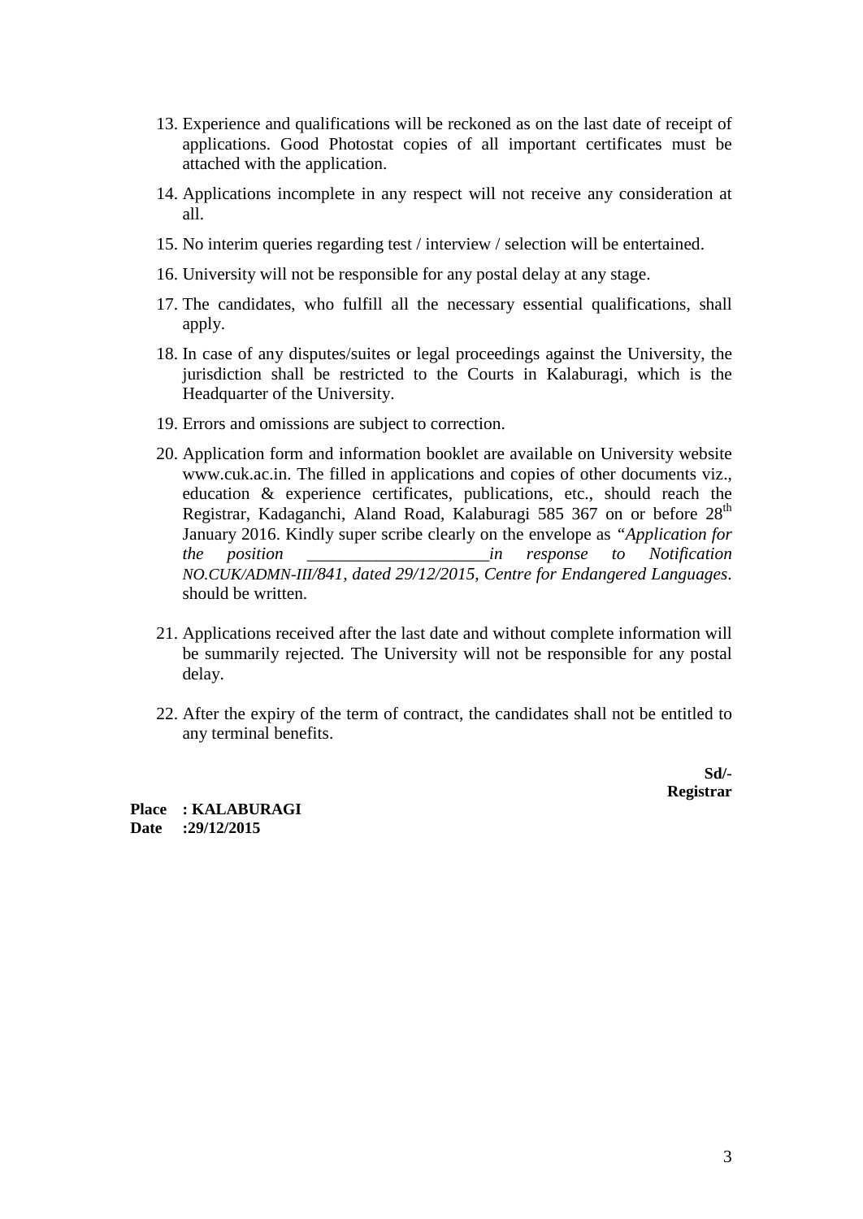13. Experience and qualifications will be reckoned as on the last date of receipt of applications. Good Photostat copies of all important certificates must be attached with the application.

14. Applications incomplete in any respect will not receive any consideration at all.

15. No interim queries regarding test / interview / selection will be entertained.

16. University will not be responsible for any postal delay at any stage.

17. The candidates, who fulfill all the necessary essential qualifications, shall apply.

18. In case of any disputes/suites or legal proceedings against the University, the jurisdiction shall be restricted to the Courts in Kalaburagi, which is the Headquarter of the University.

19. Errors and omissions are subject to correction.

20. Application form and information booklet are available on University website www.cuk.ac.in. The filled in applications and copies of other documents viz., education & experience certificates, publications, etc., should reach the Registrar, Kadaganchi, Aland Road, Kalaburagi 585 367 on or before 28th January 2016. Kindly super scribe clearly on the envelope as *"Application for the position _____________________in response to Notification NO.CUK/ADMN-III/841, dated 29/12/2015, Centre for Endangered Languages*. should be written.

21. Applications received after the last date and without complete information will be summarily rejected. The University will not be responsible for any postal delay.

22. After the expiry of the term of contract, the candidates shall not be entitled to any terminal benefits.

**Sd/-**
**Registrar**

**Place : KALABURAGI**
**Date :29/12/2015**